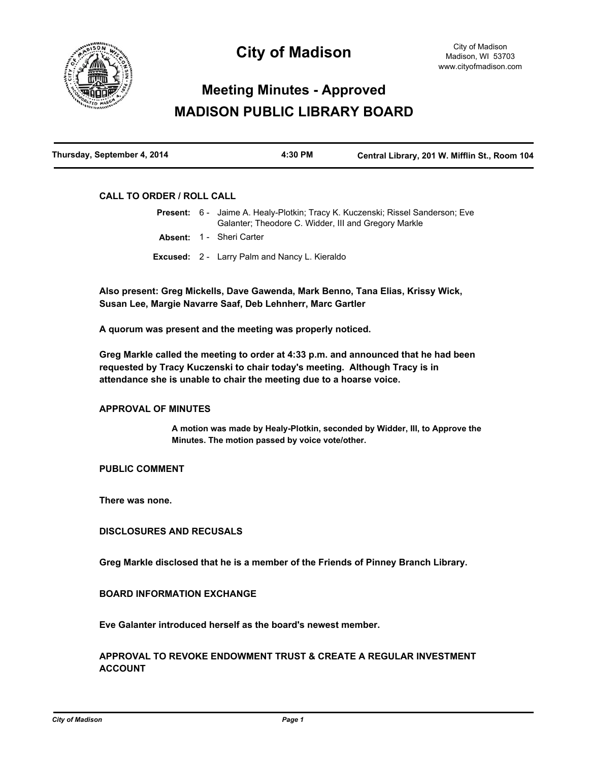# City of Madison

City of Madison
Madison, WI 53703
www.cityofmadison.com

## Meeting Minutes - Approved
## MADISON PUBLIC LIBRARY BOARD

| Thursday, September 4, 2014 | 4:30 PM | Central Library, 201 W. Mifflin St., Room 104 |
|---|---|---|

### CALL TO ORDER / ROLL CALL

**Present:** 6 - Jaime A. Healy-Plotkin; Tracy K. Kuczenski; Rissel Sanderson; Eve Galanter; Theodore C. Widder, III and Gregory Markle

**Absent:** 1 - Sheri Carter

**Excused:** 2 - Larry Palm and Nancy L. Kieraldo

**Also present: Greg Mickells, Dave Gawenda, Mark Benno, Tana Elias, Krissy Wick, Susan Lee, Margie Navarre Saaf, Deb Lehnherr, Marc Gartler**

**A quorum was present and the meeting was properly noticed.**

**Greg Markle called the meeting to order at 4:33 p.m. and announced that he had been requested by Tracy Kuczenski to chair today's meeting. Although Tracy is in attendance she is unable to chair the meeting due to a hoarse voice.**

### APPROVAL OF MINUTES

**A motion was made by Healy-Plotkin, seconded by Widder, III, to Approve the Minutes. The motion passed by voice vote/other.**

### PUBLIC COMMENT

**There was none.**

### DISCLOSURES AND RECUSALS

**Greg Markle disclosed that he is a member of the Friends of Pinney Branch Library.**

### BOARD INFORMATION EXCHANGE

**Eve Galanter introduced herself as the board's newest member.**

### APPROVAL TO REVOKE ENDOWMENT TRUST & CREATE A REGULAR INVESTMENT ACCOUNT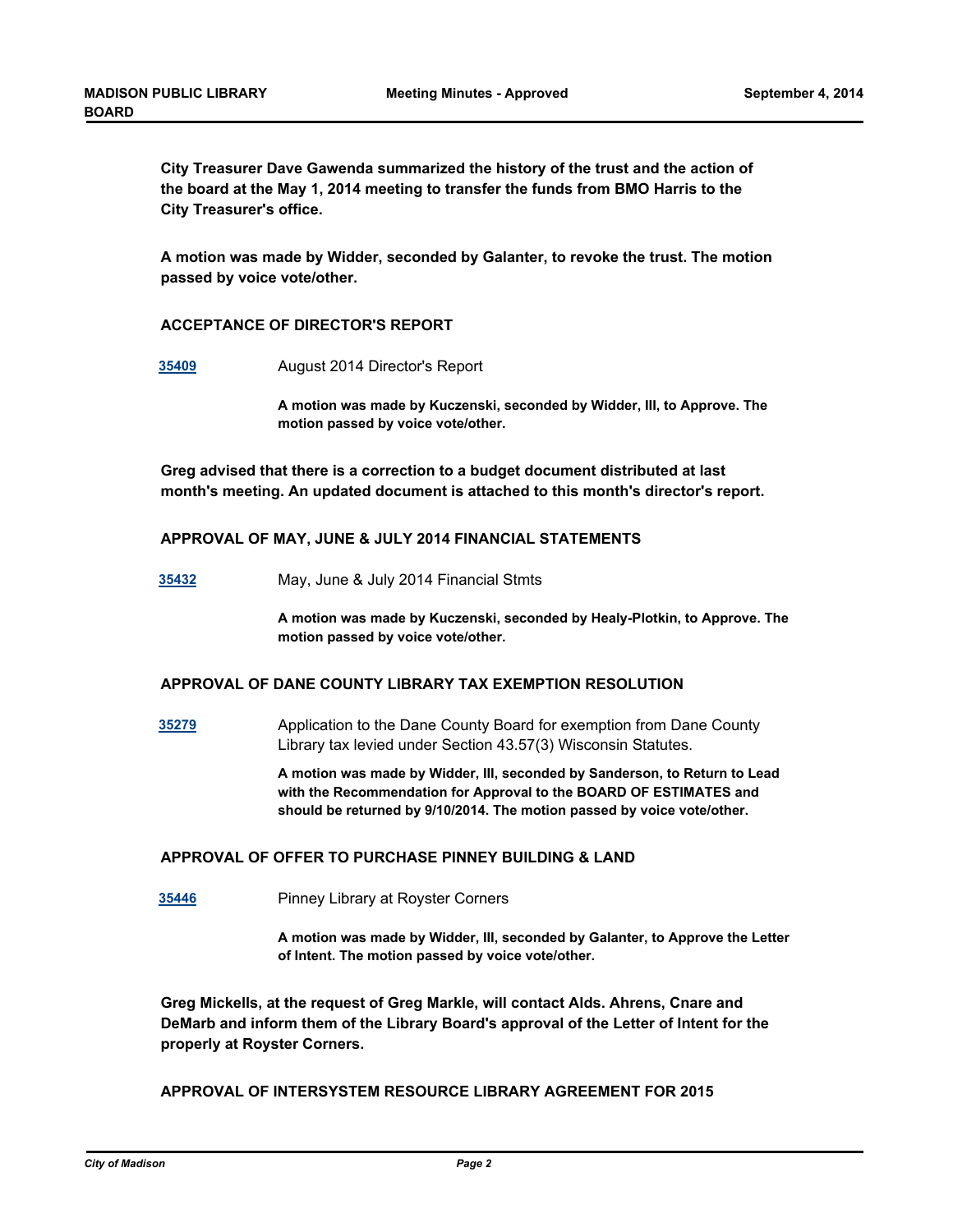**City Treasurer Dave Gawenda summarized the history of the trust and the action of the board at the May 1, 2014 meeting to transfer the funds from BMO Harris to the City Treasurer's office.**

**A motion was made by Widder, seconded by Galanter, to revoke the trust. The motion passed by voice vote/other.**

## ACCEPTANCE OF DIRECTOR'S REPORT

**35409** August 2014 Director's Report

**A motion was made by Kuczenski, seconded by Widder, III, to Approve. The motion passed by voice vote/other.**

**Greg advised that there is a correction to a budget document distributed at last month's meeting. An updated document is attached to this month's director's report.**

## APPROVAL OF MAY, JUNE & JULY 2014 FINANCIAL STATEMENTS

**35432** May, June & July 2014 Financial Stmts

**A motion was made by Kuczenski, seconded by Healy-Plotkin, to Approve. The motion passed by voice vote/other.**

## APPROVAL OF DANE COUNTY LIBRARY TAX EXEMPTION RESOLUTION

**35279** Application to the Dane County Board for exemption from Dane County Library tax levied under Section 43.57(3) Wisconsin Statutes.

**A motion was made by Widder, III, seconded by Sanderson, to Return to Lead with the Recommendation for Approval to the BOARD OF ESTIMATES and should be returned by 9/10/2014. The motion passed by voice vote/other.**

## APPROVAL OF OFFER TO PURCHASE PINNEY BUILDING & LAND

**35446** Pinney Library at Royster Corners

**A motion was made by Widder, III, seconded by Galanter, to Approve the Letter of Intent. The motion passed by voice vote/other.**

**Greg Mickells, at the request of Greg Markle, will contact Alds. Ahrens, Cnare and DeMarb and inform them of the Library Board's approval of the Letter of Intent for the properly at Royster Corners.**

## APPROVAL OF INTERSYSTEM RESOURCE LIBRARY AGREEMENT FOR 2015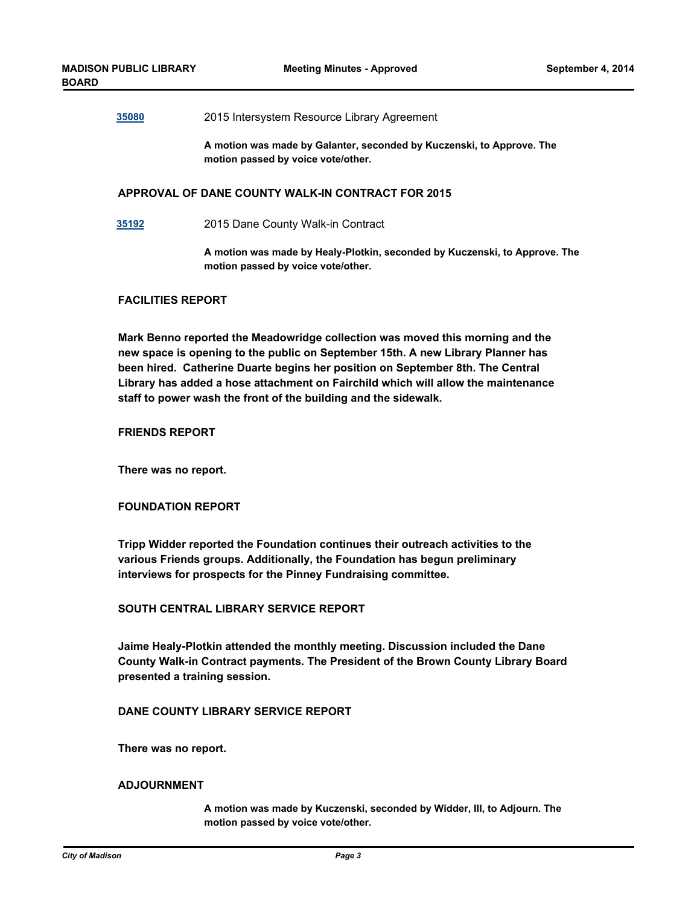**35080** 2015 Intersystem Resource Library Agreement

**A motion was made by Galanter, seconded by Kuczenski, to Approve. The motion passed by voice vote/other.**

## APPROVAL OF DANE COUNTY WALK-IN CONTRACT FOR 2015

**35192** 2015 Dane County Walk-in Contract

**A motion was made by Healy-Plotkin, seconded by Kuczenski, to Approve. The motion passed by voice vote/other.**

## FACILITIES REPORT

**Mark Benno reported the Meadowridge collection was moved this morning and the new space is opening to the public on September 15th. A new Library Planner has been hired. Catherine Duarte begins her position on September 8th. The Central Library has added a hose attachment on Fairchild which will allow the maintenance staff to power wash the front of the building and the sidewalk.**

## FRIENDS REPORT

**There was no report.**

## FOUNDATION REPORT

**Tripp Widder reported the Foundation continues their outreach activities to the various Friends groups. Additionally, the Foundation has begun preliminary interviews for prospects for the Pinney Fundraising committee.**

## SOUTH CENTRAL LIBRARY SERVICE REPORT

**Jaime Healy-Plotkin attended the monthly meeting. Discussion included the Dane County Walk-in Contract payments. The President of the Brown County Library Board presented a training session.**

## DANE COUNTY LIBRARY SERVICE REPORT

**There was no report.**

## ADJOURNMENT

**A motion was made by Kuczenski, seconded by Widder, III, to Adjourn. The motion passed by voice vote/other.**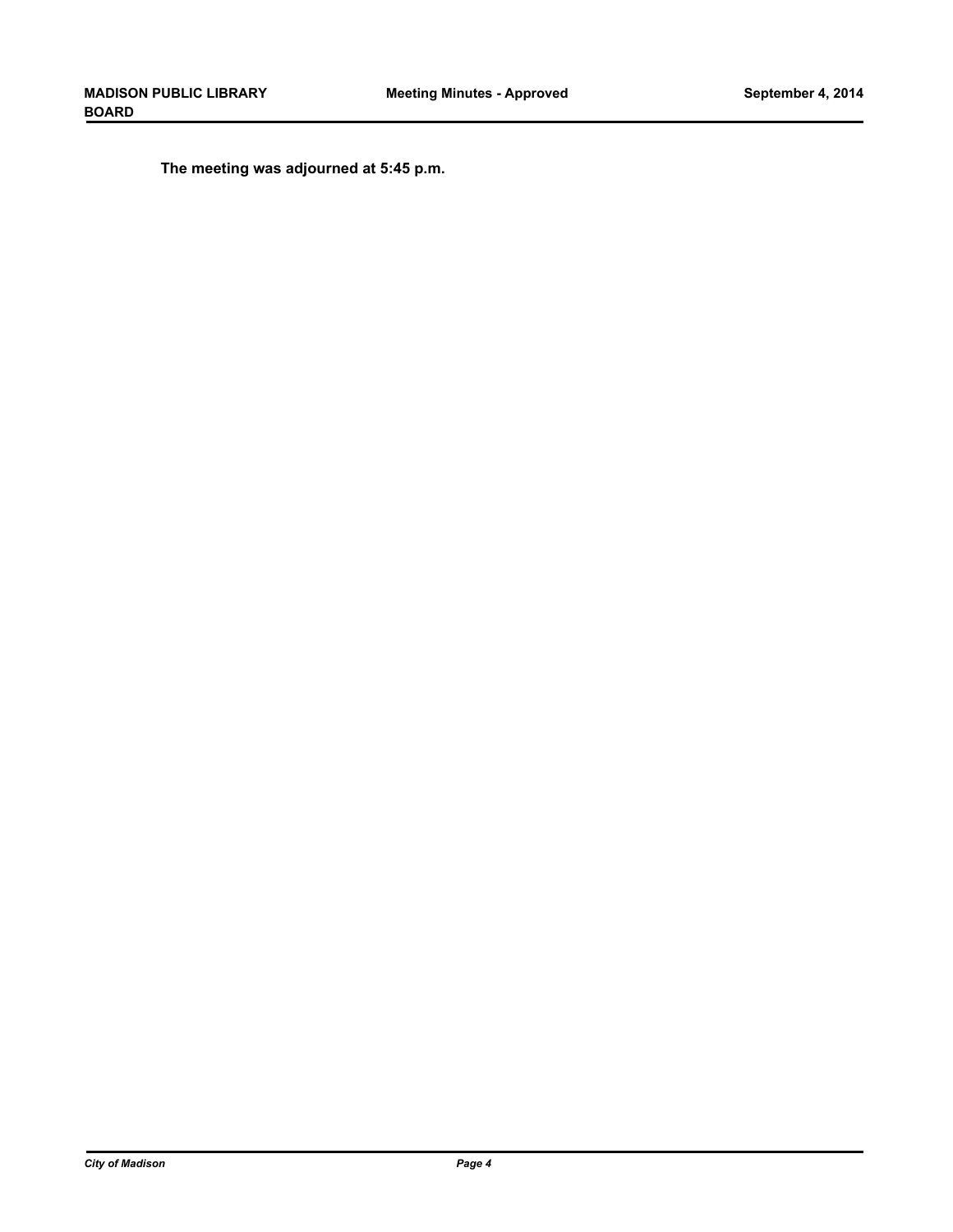**The meeting was adjourned at 5:45 p.m.**